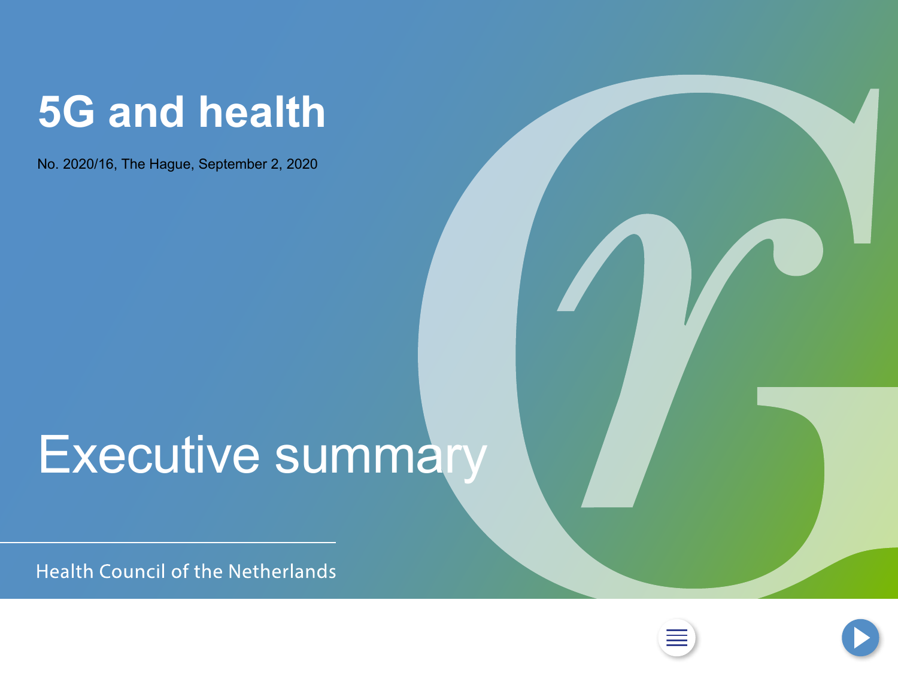# 5G and health

No. 2020/16, The Hague, September 2, 2020

## Executive summary

Health Council of the Netherlands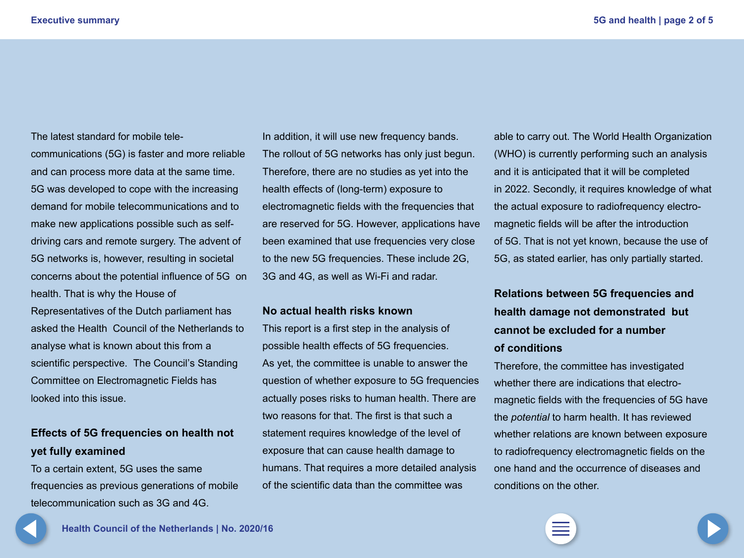The latest standard for mobile telecommunications (5G) is faster and more reliable and can process more data at the same time. 5G was developed to cope with the increasing demand for mobile telecommunications and to make new applications possible such as self-driving cars and remote surgery. The advent of 5G networks is, however, resulting in societal concerns about the potential influence of 5G on health. That is why the House of Representatives of the Dutch parliament has asked the Health Council of the Netherlands to analyse what is known about this from a scientific perspective. The Council's Standing Committee on Electromagnetic Fields has looked into this issue.

## Effects of 5G frequencies on health not yet fully examined

To a certain extent, 5G uses the same frequencies as previous generations of mobile telecommunication such as 3G and 4G. In addition, it will use new frequency bands. The rollout of 5G networks has only just begun. Therefore, there are no studies as yet into the health effects of (long-term) exposure to electromagnetic fields with the frequencies that are reserved for 5G. However, applications have been examined that use frequencies very close to the new 5G frequencies. These include 2G, 3G and 4G, as well as Wi-Fi and radar.

## No actual health risks known

This report is a first step in the analysis of possible health effects of 5G frequencies. As yet, the committee is unable to answer the question of whether exposure to 5G frequencies actually poses risks to human health. There are two reasons for that. The first is that such a statement requires knowledge of the level of exposure that can cause health damage to humans. That requires a more detailed analysis of the scientific data than the committee was able to carry out. The World Health Organization (WHO) is currently performing such an analysis and it is anticipated that it will be completed in 2022. Secondly, it requires knowledge of what the actual exposure to radiofrequency electromagnetic fields will be after the introduction of 5G. That is not yet known, because the use of 5G, as stated earlier, has only partially started.

## Relations between 5G frequencies and health damage not demonstrated but cannot be excluded for a number of conditions

Therefore, the committee has investigated whether there are indications that electromagnetic fields with the frequencies of 5G have the *potential* to harm health. It has reviewed whether relations are known between exposure to radiofrequency electromagnetic fields on the one hand and the occurrence of diseases and conditions on the other.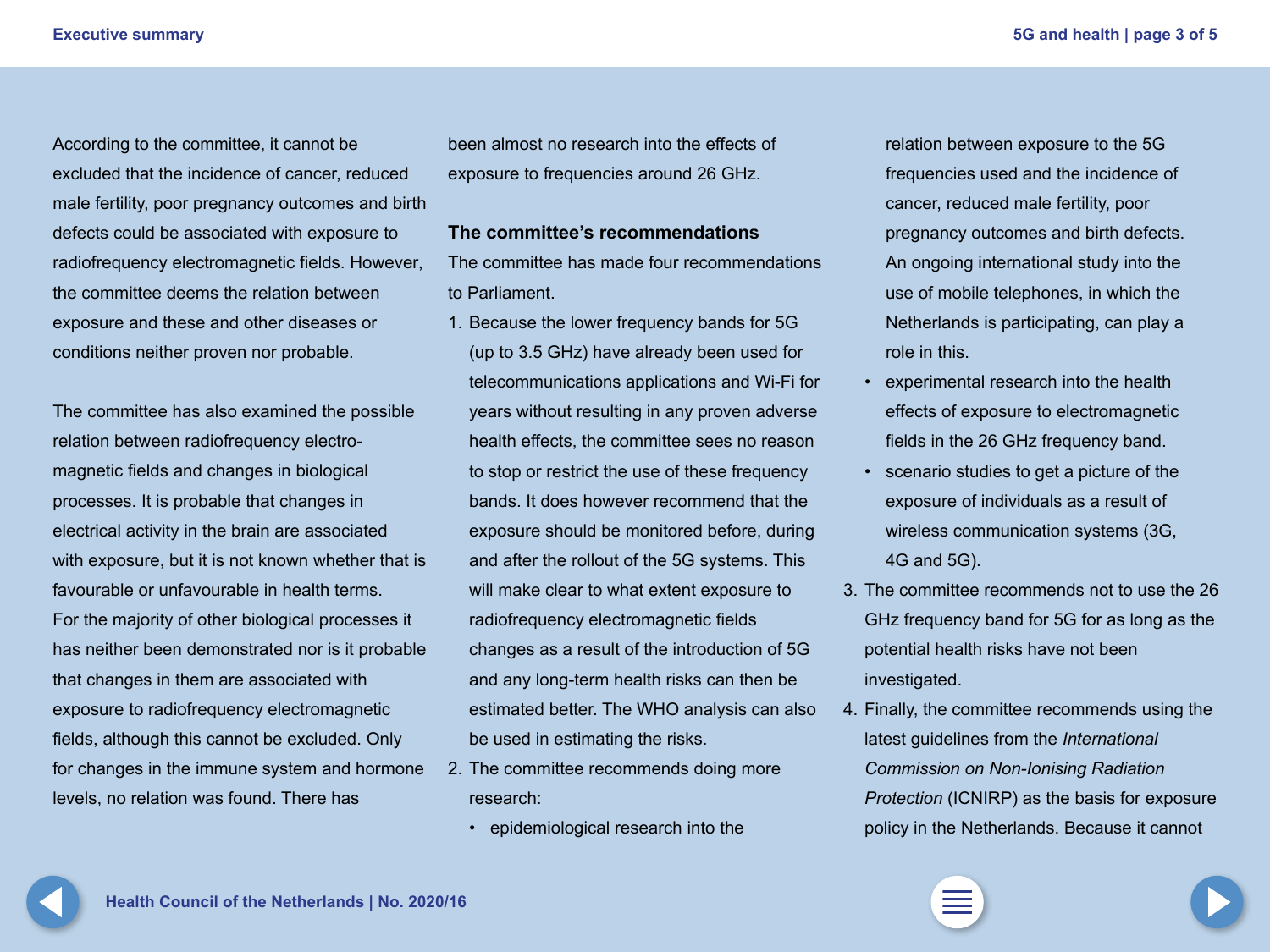According to the committee, it cannot be excluded that the incidence of cancer, reduced male fertility, poor pregnancy outcomes and birth defects could be associated with exposure to radiofrequency electromagnetic fields. However, the committee deems the relation between exposure and these and other diseases or conditions neither proven nor probable.

The committee has also examined the possible relation between radiofrequency electromagnetic fields and changes in biological processes. It is probable that changes in electrical activity in the brain are associated with exposure, but it is not known whether that is favourable or unfavourable in health terms. For the majority of other biological processes it has neither been demonstrated nor is it probable that changes in them are associated with exposure to radiofrequency electromagnetic fields, although this cannot be excluded. Only for changes in the immune system and hormone levels, no relation was found. There has been almost no research into the effects of exposure to frequencies around 26 GHz.

### The committee's recommendations

The committee has made four recommendations to Parliament.

1. Because the lower frequency bands for 5G (up to 3.5 GHz) have already been used for telecommunications applications and Wi-Fi for years without resulting in any proven adverse health effects, the committee sees no reason to stop or restrict the use of these frequency bands. It does however recommend that the exposure should be monitored before, during and after the rollout of the 5G systems. This will make clear to what extent exposure to radiofrequency electromagnetic fields changes as a result of the introduction of 5G and any long-term health risks can then be estimated better. The WHO analysis can also be used in estimating the risks.
2. The committee recommends doing more research:
   - epidemiological research into the relation between exposure to the 5G frequencies used and the incidence of cancer, reduced male fertility, poor pregnancy outcomes and birth defects. An ongoing international study into the use of mobile telephones, in which the Netherlands is participating, can play a role in this.
   - experimental research into the health effects of exposure to electromagnetic fields in the 26 GHz frequency band.
   - scenario studies to get a picture of the exposure of individuals as a result of wireless communication systems (3G, 4G and 5G).
3. The committee recommends not to use the 26 GHz frequency band for 5G for as long as the potential health risks have not been investigated.
4. Finally, the committee recommends using the latest guidelines from the *International Commission on Non-Ionising Radiation Protection* (ICNIRP) as the basis for exposure policy in the Netherlands. Because it cannot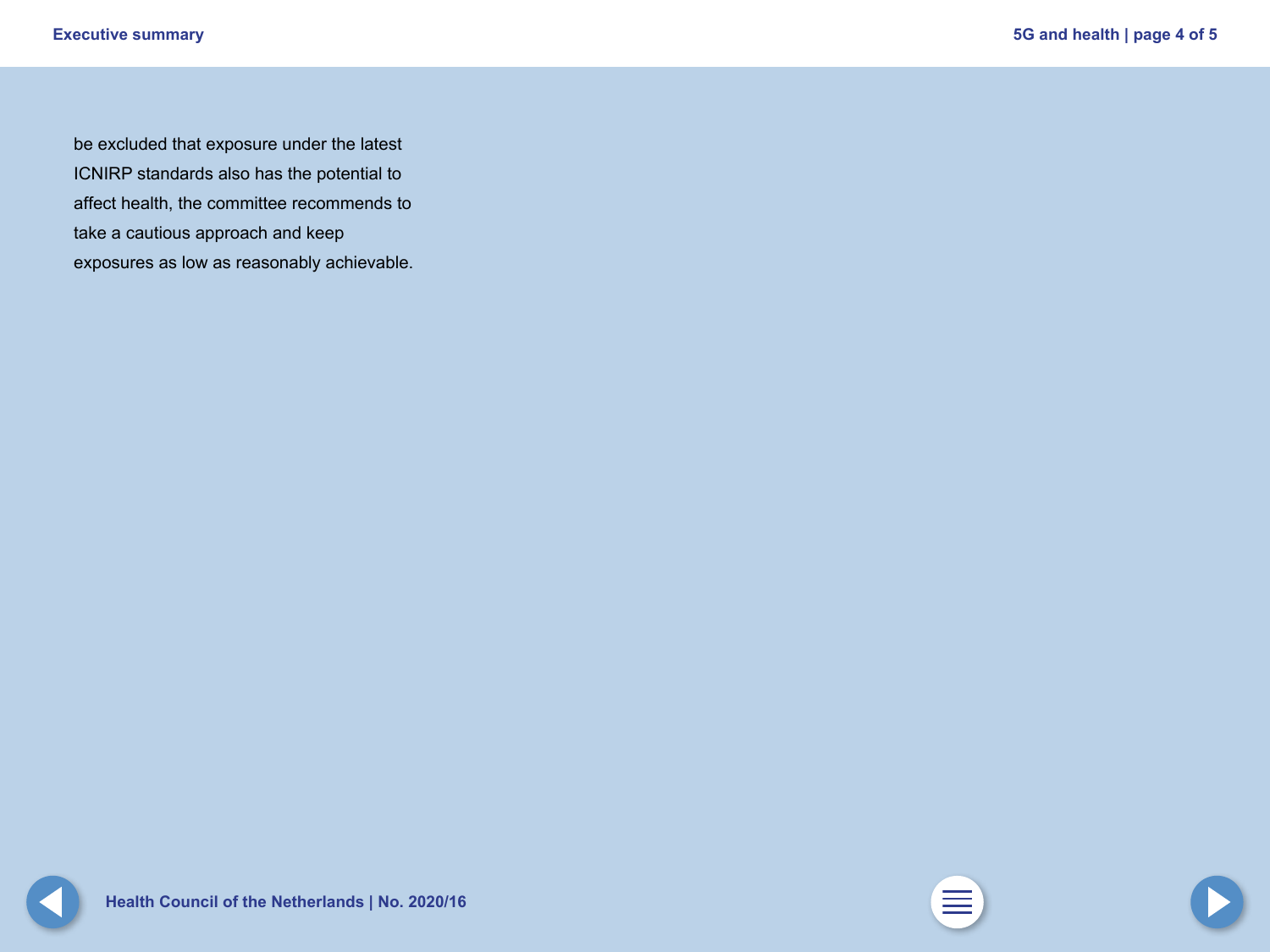be excluded that exposure under the latest ICNIRP standards also has the potential to affect health, the committee recommends to take a cautious approach and keep exposures as low as reasonably achievable.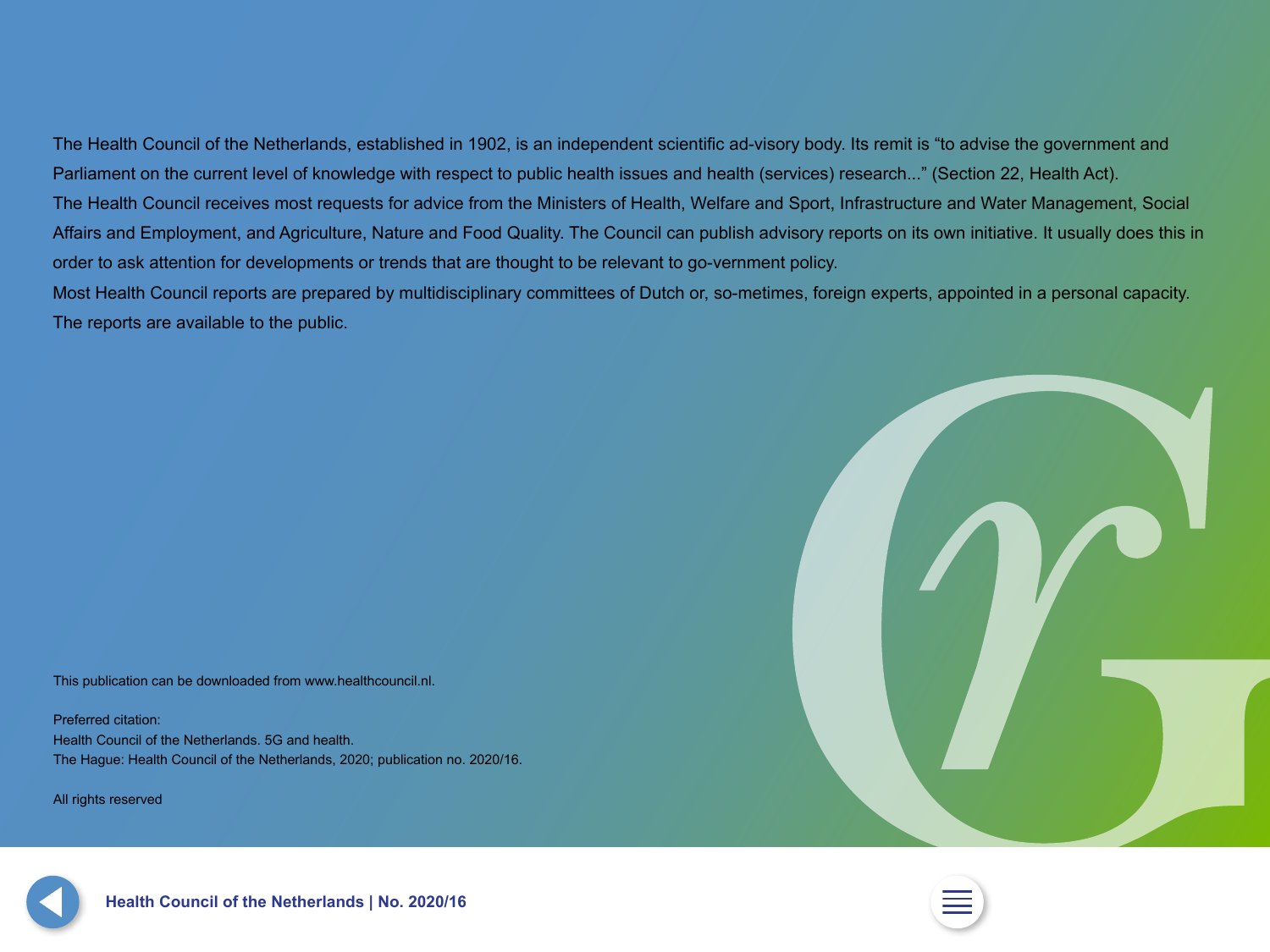The Health Council of the Netherlands, established in 1902, is an independent scientific ad-visory body. Its remit is “to advise the government and Parliament on the current level of knowledge with respect to public health issues and health (services) research...” (Section 22, Health Act).

The Health Council receives most requests for advice from the Ministers of Health, Welfare and Sport, Infrastructure and Water Management, Social Affairs and Employment, and Agriculture, Nature and Food Quality. The Council can publish advisory reports on its own initiative. It usually does this in order to ask attention for developments or trends that are thought to be relevant to go-vernment policy.

Most Health Council reports are prepared by multidisciplinary committees of Dutch or, so-metimes, foreign experts, appointed in a personal capacity. The reports are available to the public.

This publication can be downloaded from www.healthcouncil.nl.

Preferred citation:
Health Council of the Netherlands. 5G and health.
The Hague: Health Council of the Netherlands, 2020; publication no. 2020/16.

All rights reserved